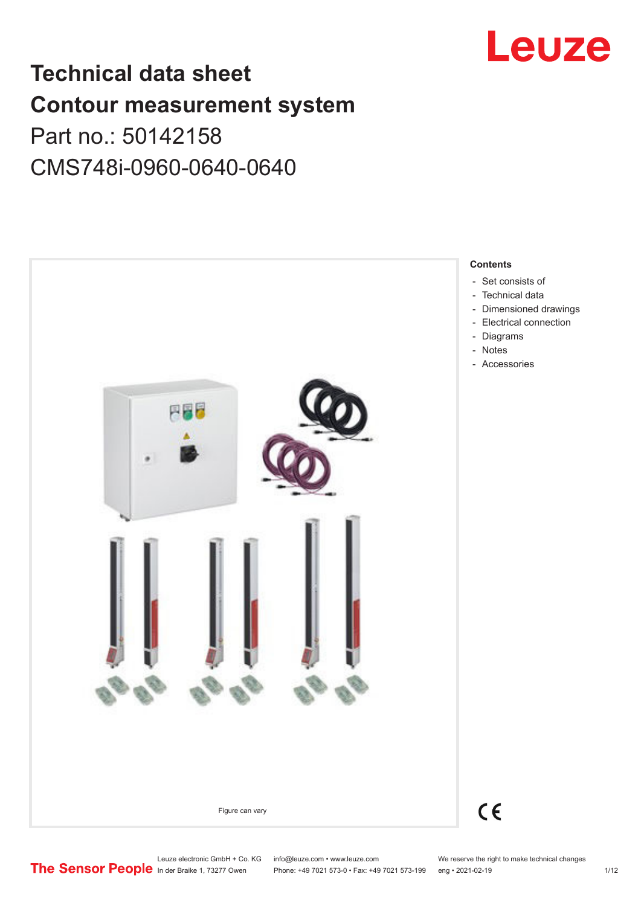# Technical data sheet
# Contour measurement system

Part no.: 50142158

CMS748i-0960-0640-0640

Figure can vary

**Contents**

- Set consists of
- Technical data
- Dimensioned drawings
- Electrical connection
- Diagrams
- Notes
- Accessories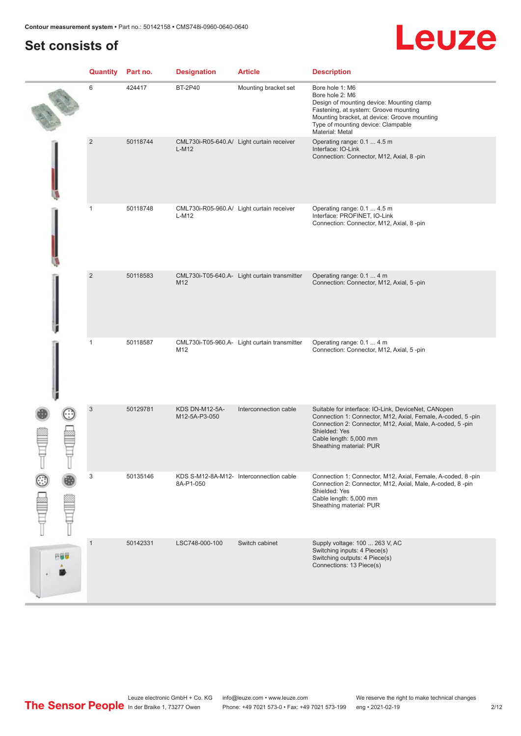## Set consists of

| Quantity | Part no. | Designation | Article | Description |
|---|---|---|---|---|
| 6 | 424417 | BT-2P40 | Mounting bracket set | Bore hole 1: M6<br>Bore hole 2: M6<br>Design of mounting device: Mounting clamp<br>Fastening, at system: Groove mounting<br>Mounting bracket, at device: Groove mounting<br>Type of mounting device: Clampable<br>Material: Metal |
| 2 | 50118744 | CML730i-R05-640.A/L-M12 | Light curtain receiver | Operating range: 0.1 ... 4.5 m<br>Interface: IO-Link<br>Connection: Connector, M12, Axial, 8 -pin |
| 1 | 50118748 | CML730i-R05-960.A/L-M12 | Light curtain receiver | Operating range: 0.1 ... 4.5 m<br>Interface: PROFINET, IO-Link<br>Connection: Connector, M12, Axial, 8 -pin |
| 2 | 50118583 | CML730i-T05-640.A-M12 | Light curtain transmitter | Operating range: 0.1 ... 4 m<br>Connection: Connector, M12, Axial, 5 -pin |
| 1 | 50118587 | CML730i-T05-960.A-M12 | Light curtain transmitter | Operating range: 0.1 ... 4 m<br>Connection: Connector, M12, Axial, 5 -pin |
| 3 | 50129781 | KDS DN-M12-5A-M12-5A-P3-050 | Interconnection cable | Suitable for interface: IO-Link, DeviceNet, CANopen<br>Connection 1: Connector, M12, Axial, Female, A-coded, 5 -pin<br>Connection 2: Connector, M12, Axial, Male, A-coded, 5 -pin<br>Shielded: Yes<br>Cable length: 5,000 mm<br>Sheathing material: PUR |
| 3 | 50135146 | KDS S-M12-8A-M12-8A-P1-050 | Interconnection cable | Connection 1: Connector, M12, Axial, Female, A-coded, 8 -pin<br>Connection 2: Connector, M12, Axial, Male, A-coded, 8 -pin<br>Shielded: Yes<br>Cable length: 5,000 mm<br>Sheathing material: PUR |
| 1 | 50142331 | LSC748-000-100 | Switch cabinet | Supply voltage: 100 ... 263 V, AC<br>Switching inputs: 4 Piece(s)<br>Switching outputs: 4 Piece(s)<br>Connections: 13 Piece(s) |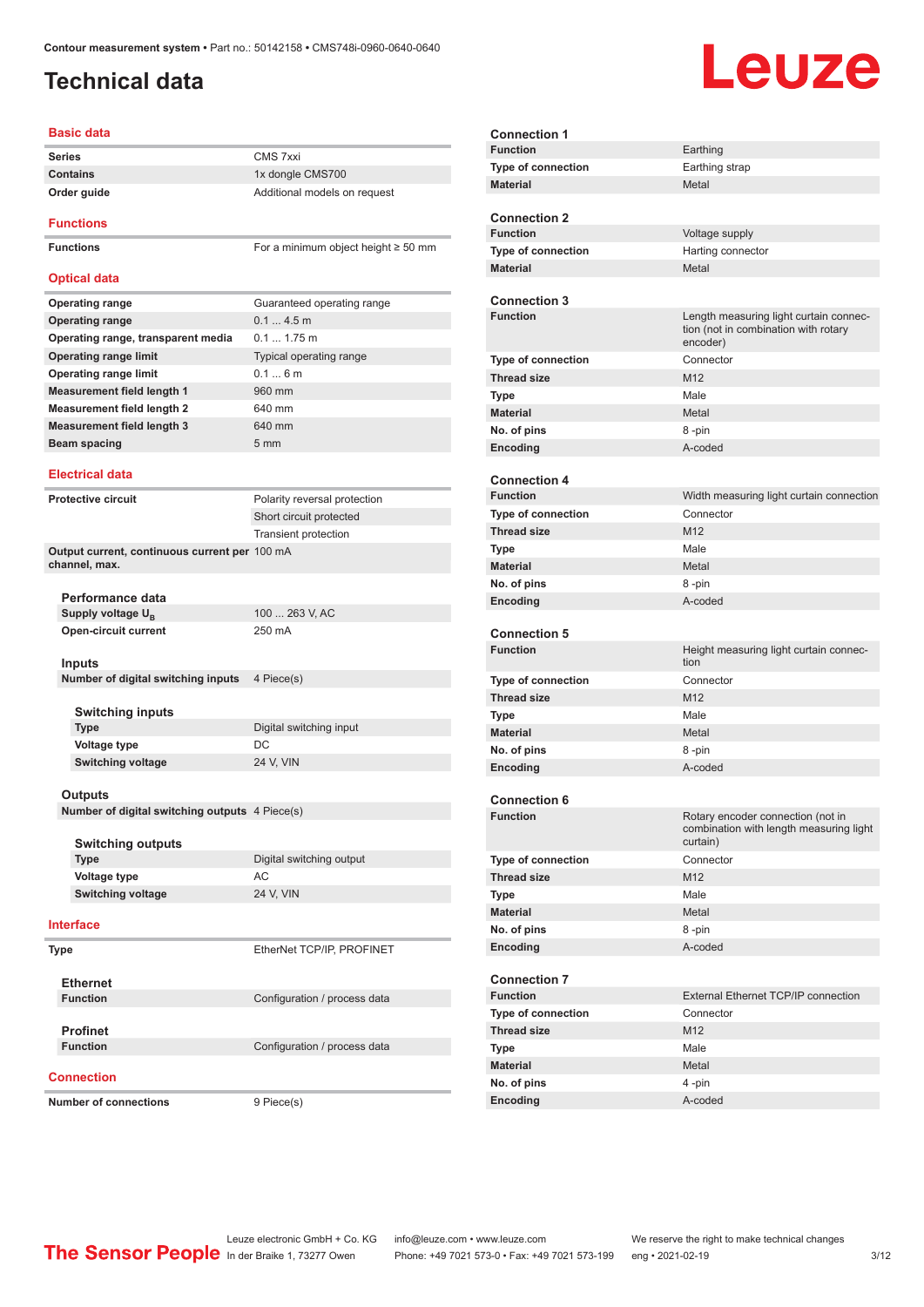Contour measurement system • Part no.: 50142158 • CMS748i-0960-0640-0640

# Technical data

## Basic data

| | |
|---|---|
| Series | CMS 7xxi |
| Contains | 1x dongle CMS700 |
| Order guide | Additional models on request |

## Functions

| | |
|---|---|
| Functions | For a minimum object height ≥ 50 mm |

## Optical data

| | |
|---|---|
| Operating range | Guaranteed operating range |
| Operating range | 0.1 ... 4.5 m |
| Operating range, transparent media | 0.1 ... 1.75 m |
| Operating range limit | Typical operating range |
| Operating range limit | 0.1 ... 6 m |
| Measurement field length 1 | 960 mm |
| Measurement field length 2 | 640 mm |
| Measurement field length 3 | 640 mm |
| Beam spacing | 5 mm |

## Electrical data

| | |
|---|---|
| Protective circuit | Polarity reversal protection |
| | Short circuit protected |
| | Transient protection |
| Output current, continuous current per channel, max. | 100 mA |

### Performance data

| | |
|---|---|
| Supply voltage $U_B$ | 100 ... 263 V, AC |
| Open-circuit current | 250 mA |

### Inputs

| | |
|---|---|
| Number of digital switching inputs | 4 Piece(s) |

#### Switching inputs

| | |
|---|---|
| Type | Digital switching input |
| Voltage type | DC |
| Switching voltage | 24 V, VIN |

### Outputs

| | |
|---|---|
| Number of digital switching outputs | 4 Piece(s) |

#### Switching outputs

| | |
|---|---|
| Type | Digital switching output |
| Voltage type | AC |
| Switching voltage | 24 V, VIN |

## Interface

| | |
|---|---|
| Type | EtherNet TCP/IP, PROFINET |

### Ethernet

| | |
|---|---|
| Function | Configuration / process data |

### Profinet

| | |
|---|---|
| Function | Configuration / process data |

## Connection

| | |
|---|---|
| Number of connections | 9 Piece(s) |

### Connection 1

| | |
|---|---|
| Function | Earthing |
| Type of connection | Earthing strap |
| Material | Metal |

### Connection 2

| | |
|---|---|
| Function | Voltage supply |
| Type of connection | Harting connector |
| Material | Metal |

### Connection 3

| | |
|---|---|
| Function | Length measuring light curtain connection (not in combination with rotary encoder) |
| Type of connection | Connector |
| Thread size | M12 |
| Type | Male |
| Material | Metal |
| No. of pins | 8 -pin |
| Encoding | A-coded |

### Connection 4

| | |
|---|---|
| Function | Width measuring light curtain connection |
| Type of connection | Connector |
| Thread size | M12 |
| Type | Male |
| Material | Metal |
| No. of pins | 8 -pin |
| Encoding | A-coded |

### Connection 5

| | |
|---|---|
| Function | Height measuring light curtain connection |
| Type of connection | Connector |
| Thread size | M12 |
| Type | Male |
| Material | Metal |
| No. of pins | 8 -pin |
| Encoding | A-coded |

### Connection 6

| | |
|---|---|
| Function | Rotary encoder connection (not in combination with length measuring light curtain) |
| Type of connection | Connector |
| Thread size | M12 |
| Type | Male |
| Material | Metal |
| No. of pins | 8 -pin |
| Encoding | A-coded |

### Connection 7

| | |
|---|---|
| Function | External Ethernet TCP/IP connection |
| Type of connection | Connector |
| Thread size | M12 |
| Type | Male |
| Material | Metal |
| No. of pins | 4 -pin |
| Encoding | A-coded |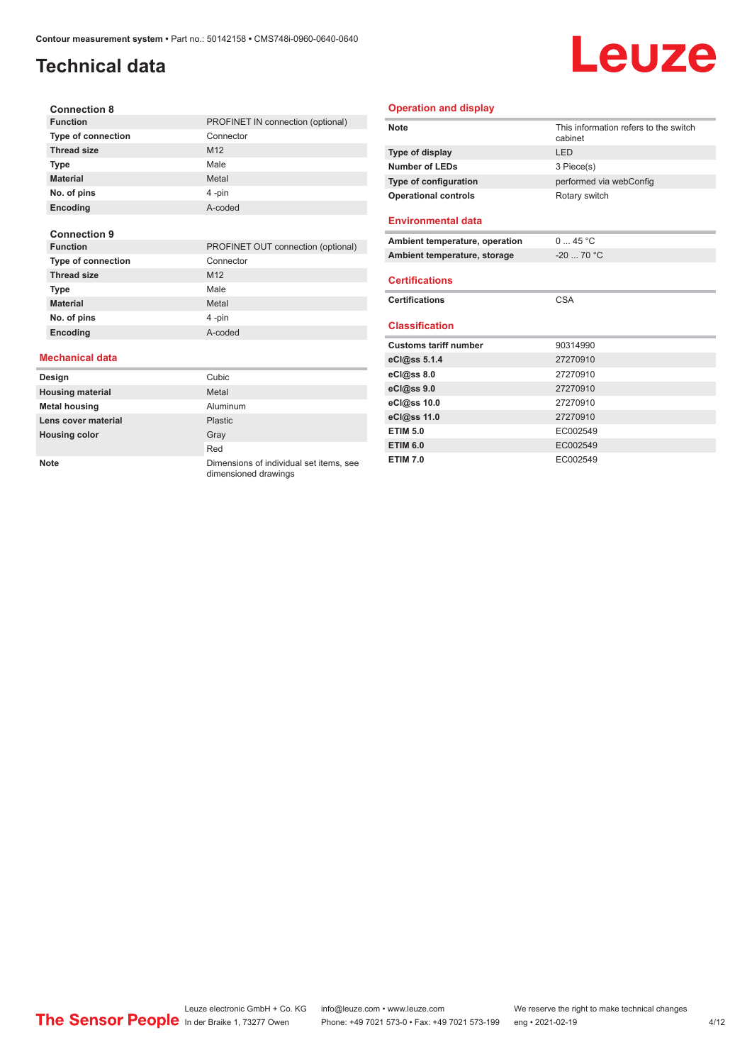# Technical data

### Connection 8

| | |
|---|---|
| **Function** | PROFINET IN connection (optional) |
| **Type of connection** | Connector |
| **Thread size** | M12 |
| **Type** | Male |
| **Material** | Metal |
| **No. of pins** | 4 -pin |
| **Encoding** | A-coded |

### Connection 9

| | |
|---|---|
| **Function** | PROFINET OUT connection (optional) |
| **Type of connection** | Connector |
| **Thread size** | M12 |
| **Type** | Male |
| **Material** | Metal |
| **No. of pins** | 4 -pin |
| **Encoding** | A-coded |

## Mechanical data

| | |
|---|---|
| **Design** | Cubic |
| **Housing material** | Metal |
| **Metal housing** | Aluminum |
| **Lens cover material** | Plastic |
| **Housing color** | Gray |
| | Red |
| **Note** | Dimensions of individual set items, see dimensioned drawings |

## Operation and display

| | |
|---|---|
| **Note** | This information refers to the switch cabinet |
| **Type of display** | LED |
| **Number of LEDs** | 3 Piece(s) |
| **Type of configuration** | performed via webConfig |
| **Operational controls** | Rotary switch |

## Environmental data

| | |
|---|---|
| **Ambient temperature, operation** | 0 ... 45 °C |
| **Ambient temperature, storage** | -20 ... 70 °C |

## Certifications

| | |
|---|---|
| **Certifications** | CSA |

## Classification

| | |
|---|---|
| **Customs tariff number** | 90314990 |
| **eCl@ss 5.1.4** | 27270910 |
| **eCl@ss 8.0** | 27270910 |
| **eCl@ss 9.0** | 27270910 |
| **eCl@ss 10.0** | 27270910 |
| **eCl@ss 11.0** | 27270910 |
| **ETIM 5.0** | EC002549 |
| **ETIM 6.0** | EC002549 |
| **ETIM 7.0** | EC002549 |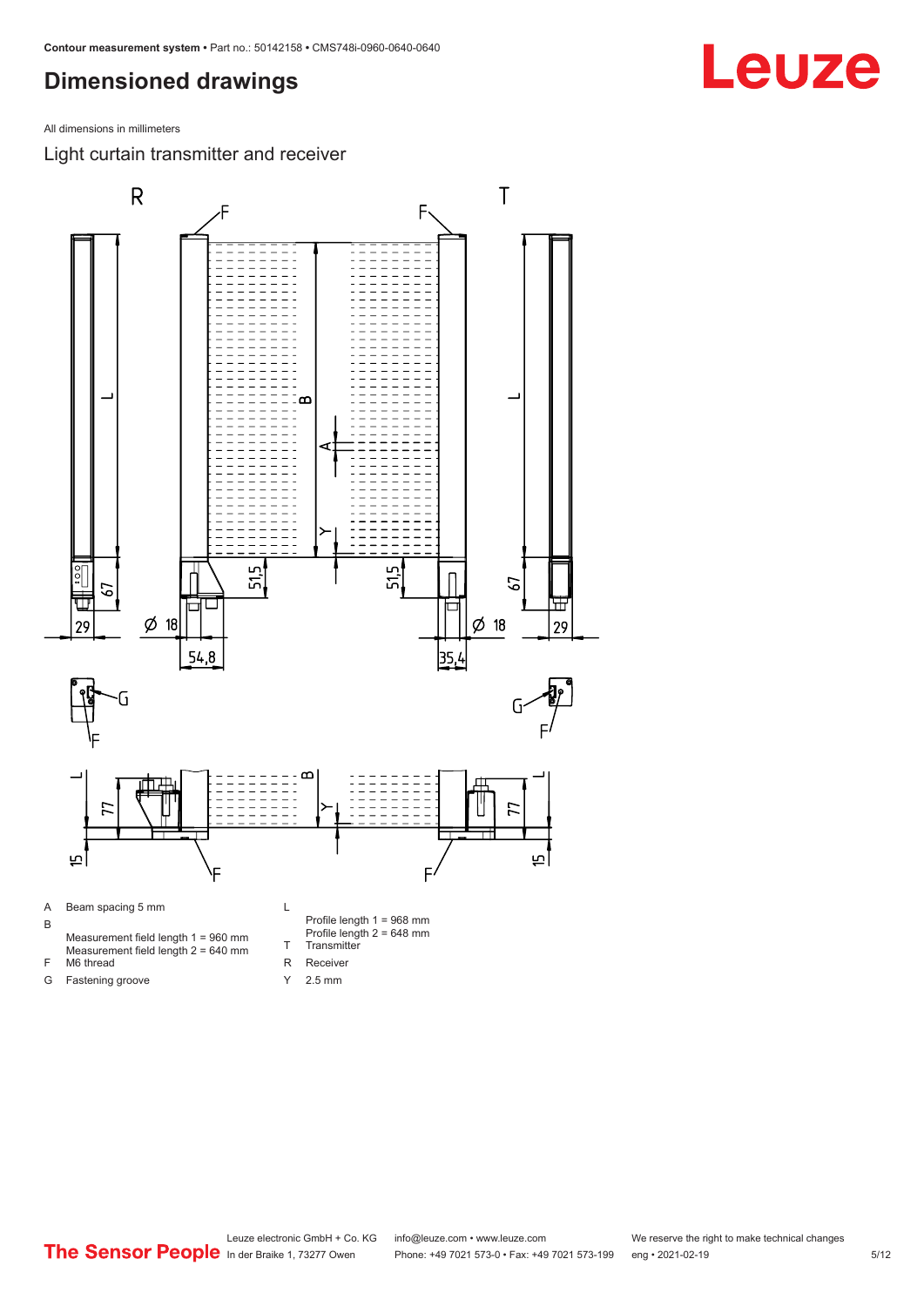# Dimensioned drawings

All dimensions in millimeters

## Light curtain transmitter and receiver

R

T

F

F

B

A

Y

L

L

67

67

51,5

51,5

29

29

Ø 18

Ø 18

54,8

35,4

G

G

F

F

L

L

77

77

15

15

B

Y

F

F

A Beam spacing 5 mm

B
Measurement field length 1 = 960 mm
Measurement field length 2 = 640 mm

F M6 thread

G Fastening groove

L
Profile length 1 = 968 mm
Profile length 2 = 648 mm

T Transmitter

R Receiver

Y 2.5 mm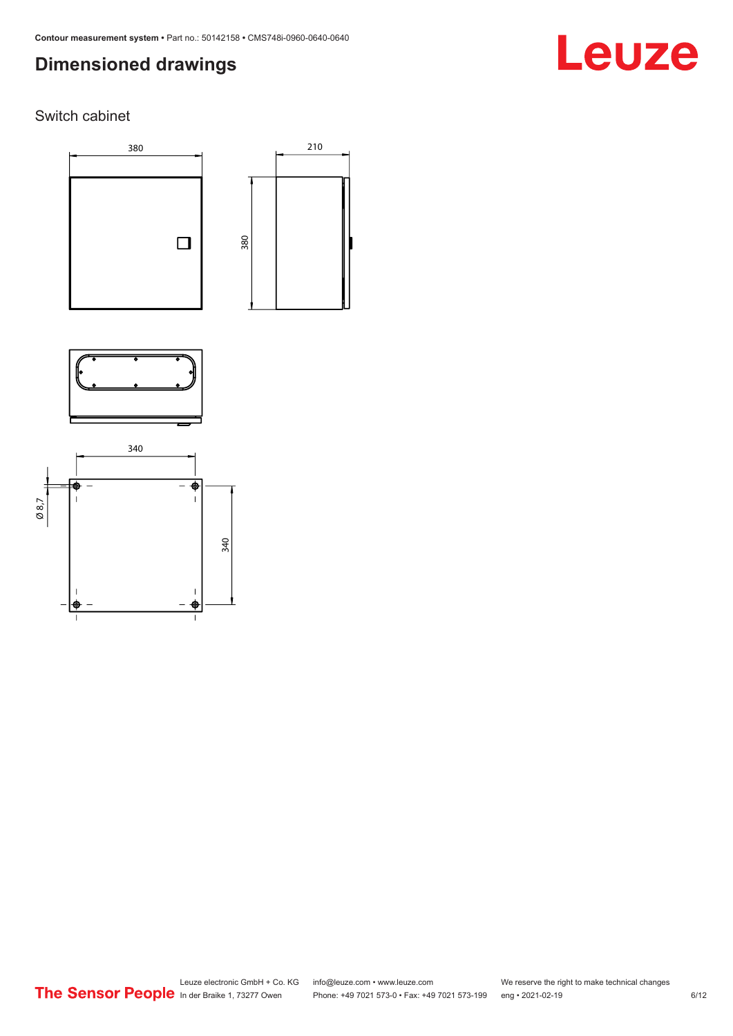# Dimensioned drawings

## Switch cabinet

380

210

380

340

Ø 8,7

340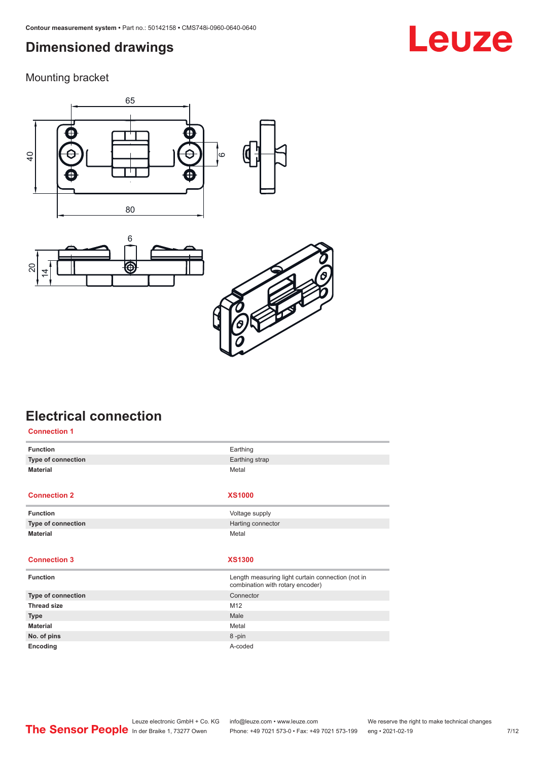## Dimensioned drawings

### Mounting bracket

65

40

6

80

6

20

14

## Electrical connection

**Connection 1**

| | |
|---|---|
| **Function** | Earthing |
| **Type of connection** | Earthing strap |
| **Material** | Metal |

**Connection 2** **XS1000**

| | |
|---|---|
| **Function** | Voltage supply |
| **Type of connection** | Harting connector |
| **Material** | Metal |

**Connection 3** **XS1300**

| | |
|---|---|
| **Function** | Length measuring light curtain connection (not in combination with rotary encoder) |
| **Type of connection** | Connector |
| **Thread size** | M12 |
| **Type** | Male |
| **Material** | Metal |
| **No. of pins** | 8 -pin |
| **Encoding** | A-coded |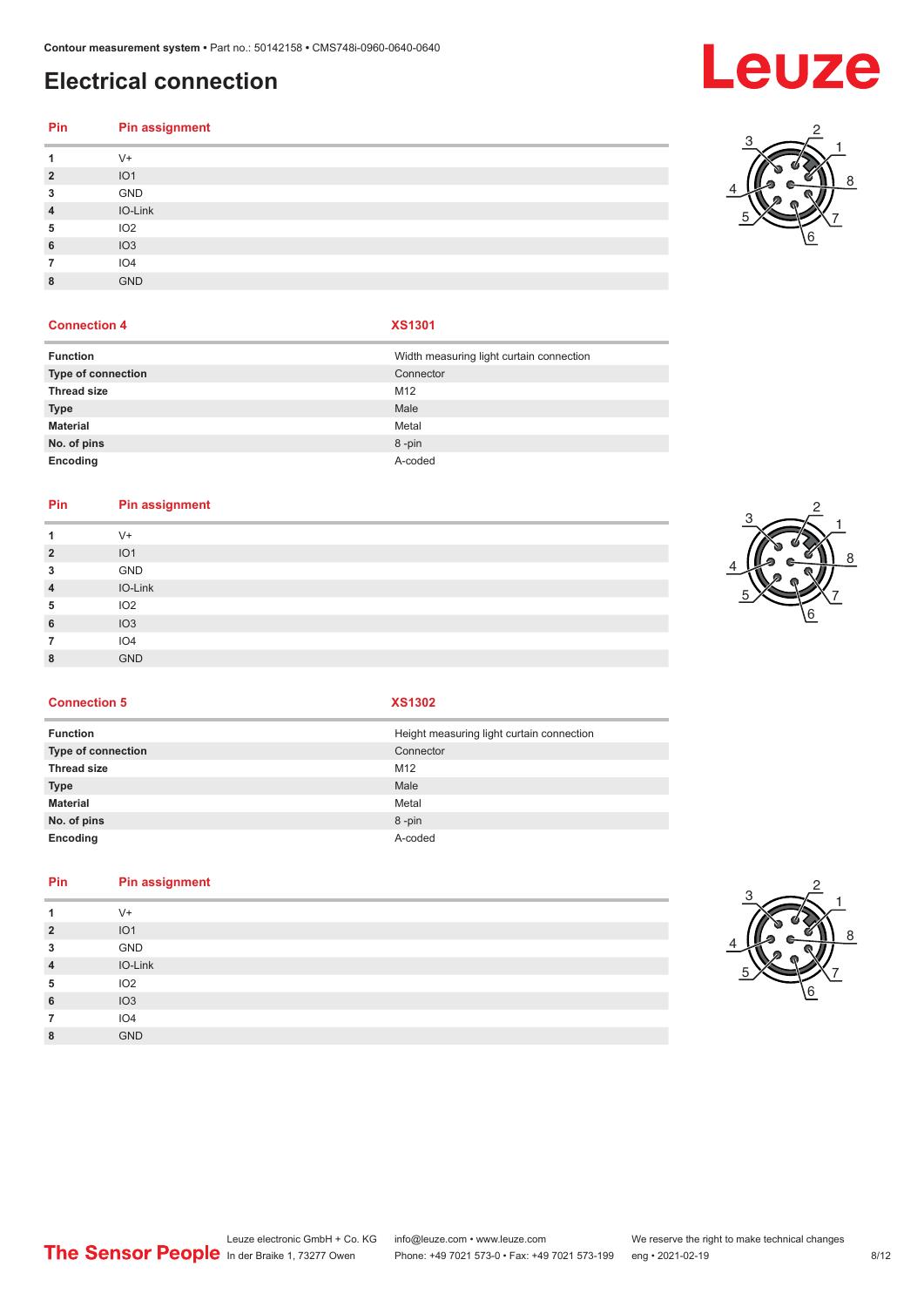# Electrical connection

| Pin | Pin assignment |
|---|---|
| 1 | V+ |
| 2 | IO1 |
| 3 | GND |
| 4 | IO-Link |
| 5 | IO2 |
| 6 | IO3 |
| 7 | IO4 |
| 8 | GND |

| Connection 4 | XS1301 |
|---|---|
| **Function** | Width measuring light curtain connection |
| **Type of connection** | Connector |
| **Thread size** | M12 |
| **Type** | Male |
| **Material** | Metal |
| **No. of pins** | 8 -pin |
| **Encoding** | A-coded |

| Pin | Pin assignment |
|---|---|
| 1 | V+ |
| 2 | IO1 |
| 3 | GND |
| 4 | IO-Link |
| 5 | IO2 |
| 6 | IO3 |
| 7 | IO4 |
| 8 | GND |

| Connection 5 | XS1302 |
|---|---|
| **Function** | Height measuring light curtain connection |
| **Type of connection** | Connector |
| **Thread size** | M12 |
| **Type** | Male |
| **Material** | Metal |
| **No. of pins** | 8 -pin |
| **Encoding** | A-coded |

| Pin | Pin assignment |
|---|---|
| 1 | V+ |
| 2 | IO1 |
| 3 | GND |
| 4 | IO-Link |
| 5 | IO2 |
| 6 | IO3 |
| 7 | IO4 |
| 8 | GND |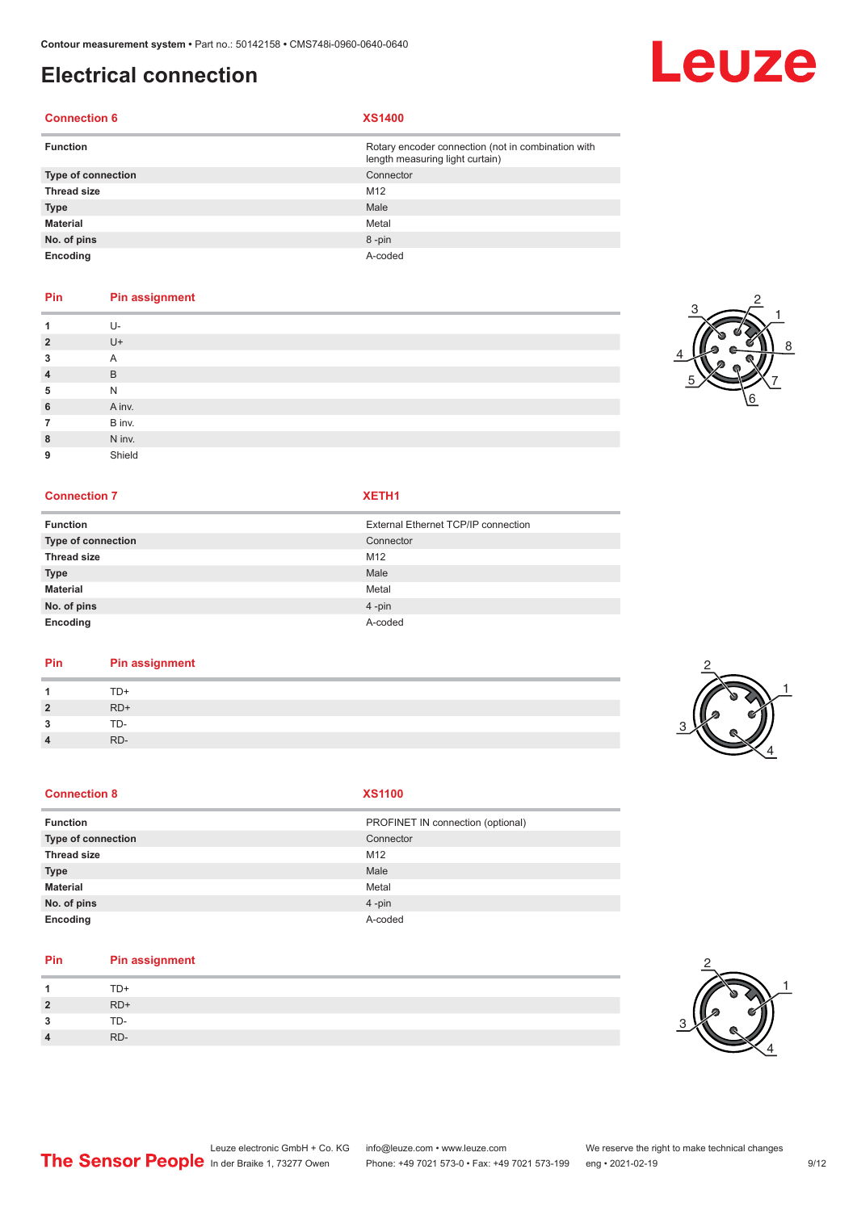# Electrical connection

| Connection 6 | XS1400 |
|---|---|
| Function | Rotary encoder connection (not in combination with length measuring light curtain) |
| Type of connection | Connector |
| Thread size | M12 |
| Type | Male |
| Material | Metal |
| No. of pins | 8 -pin |
| Encoding | A-coded |

| Pin | Pin assignment |
|---|---|
| 1 | U- |
| 2 | U+ |
| 3 | A |
| 4 | B |
| 5 | N |
| 6 | A inv. |
| 7 | B inv. |
| 8 | N inv. |
| 9 | Shield |

| Connection 7 | XETH1 |
|---|---|
| Function | External Ethernet TCP/IP connection |
| Type of connection | Connector |
| Thread size | M12 |
| Type | Male |
| Material | Metal |
| No. of pins | 4 -pin |
| Encoding | A-coded |

| Pin | Pin assignment |
|---|---|
| 1 | TD+ |
| 2 | RD+ |
| 3 | TD- |
| 4 | RD- |

| Connection 8 | XS1100 |
|---|---|
| Function | PROFINET IN connection (optional) |
| Type of connection | Connector |
| Thread size | M12 |
| Type | Male |
| Material | Metal |
| No. of pins | 4 -pin |
| Encoding | A-coded |

| Pin | Pin assignment |
|---|---|
| 1 | TD+ |
| 2 | RD+ |
| 3 | TD- |
| 4 | RD- |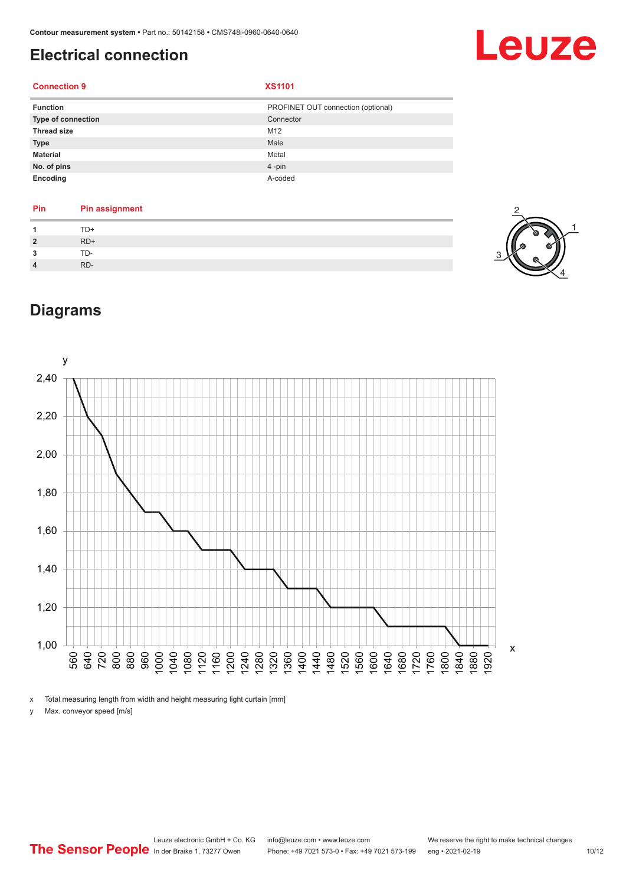## Electrical connection

| Connection 9 | XS1101 |
|---|---|
| Function | PROFINET OUT connection (optional) |
| Type of connection | Connector |
| Thread size | M12 |
| Type | Male |
| Material | Metal |
| No. of pins | 4 -pin |
| Encoding | A-coded |

| Pin | Pin assignment |
|---|---|
| 1 | TD+ |
| 2 | RD+ |
| 3 | TD- |
| 4 | RD- |

2
1
3
4

## Diagrams

y

2,40
2,20
2,00
1,80
1,60
1,40
1,20
1,00

560 640 720 800 880 960 1000 1040 1080 1120 1160 1200 1240 1280 1320 1360 1400 1440 1480 1520 1560 1600 1640 1680 1720 1760 1800 1840 1880 1920

x

x Total measuring length from width and height measuring light curtain [mm]

y Max. conveyor speed [m/s]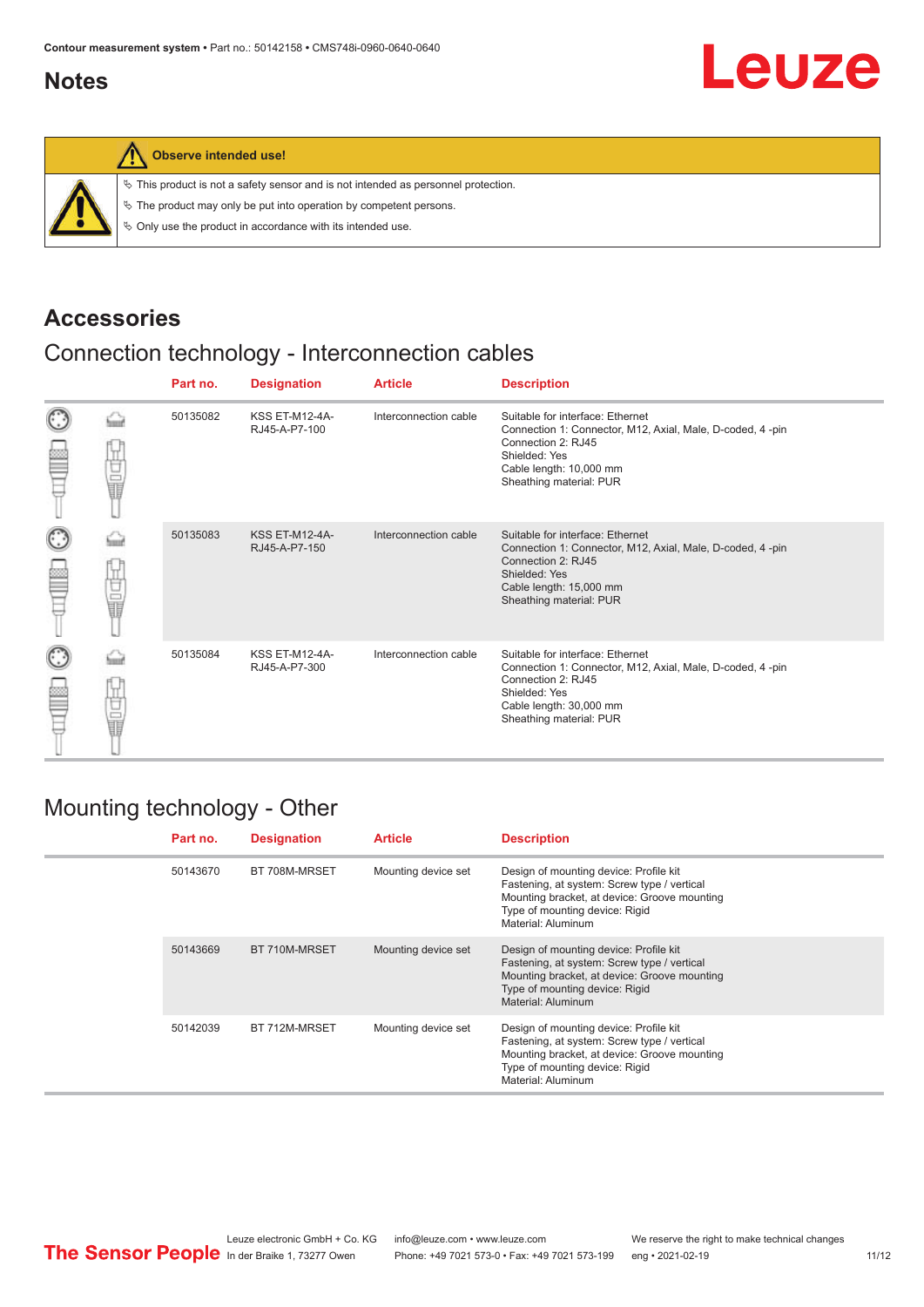## Notes

**Observe intended use!**

- This product is not a safety sensor and is not intended as personnel protection.
- The product may only be put into operation by competent persons.
- Only use the product in accordance with its intended use.

## Accessories

### Connection technology - Interconnection cables

| Part no. | Designation | Article | Description |
|---|---|---|---|
| 50135082 | KSS ET-M12-4A-RJ45-A-P7-100 | Interconnection cable | Suitable for interface: Ethernet<br>Connection 1: Connector, M12, Axial, Male, D-coded, 4 -pin<br>Connection 2: RJ45<br>Shielded: Yes<br>Cable length: 10,000 mm<br>Sheathing material: PUR |
| 50135083 | KSS ET-M12-4A-RJ45-A-P7-150 | Interconnection cable | Suitable for interface: Ethernet<br>Connection 1: Connector, M12, Axial, Male, D-coded, 4 -pin<br>Connection 2: RJ45<br>Shielded: Yes<br>Cable length: 15,000 mm<br>Sheathing material: PUR |
| 50135084 | KSS ET-M12-4A-RJ45-A-P7-300 | Interconnection cable | Suitable for interface: Ethernet<br>Connection 1: Connector, M12, Axial, Male, D-coded, 4 -pin<br>Connection 2: RJ45<br>Shielded: Yes<br>Cable length: 30,000 mm<br>Sheathing material: PUR |

### Mounting technology - Other

| Part no. | Designation | Article | Description |
|---|---|---|---|
| 50143670 | BT 708M-MRSET | Mounting device set | Design of mounting device: Profile kit<br>Fastening, at system: Screw type / vertical<br>Mounting bracket, at device: Groove mounting<br>Type of mounting device: Rigid<br>Material: Aluminum |
| 50143669 | BT 710M-MRSET | Mounting device set | Design of mounting device: Profile kit<br>Fastening, at system: Screw type / vertical<br>Mounting bracket, at device: Groove mounting<br>Type of mounting device: Rigid<br>Material: Aluminum |
| 50142039 | BT 712M-MRSET | Mounting device set | Design of mounting device: Profile kit<br>Fastening, at system: Screw type / vertical<br>Mounting bracket, at device: Groove mounting<br>Type of mounting device: Rigid<br>Material: Aluminum |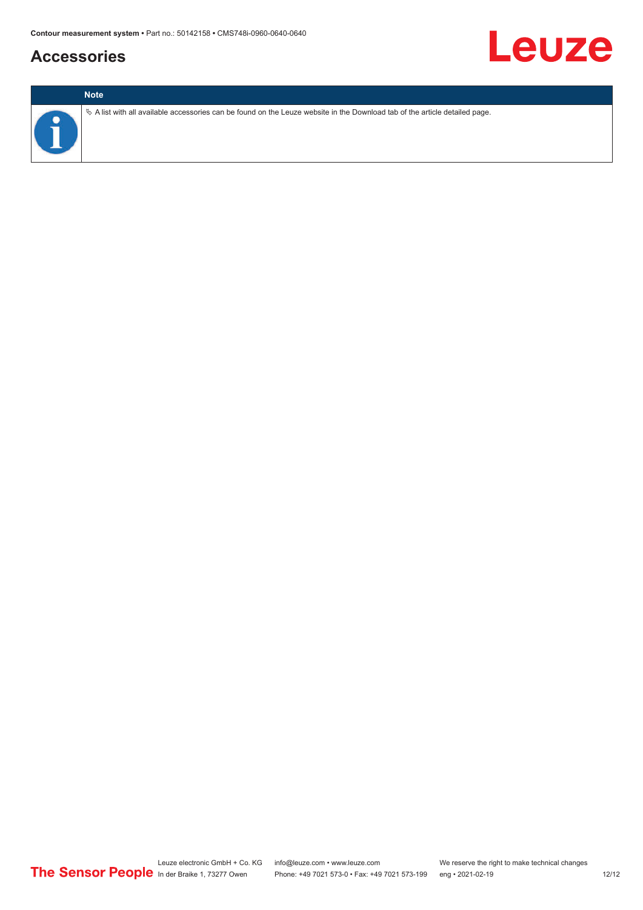## Accessories

| | Note |
|---|---|
| | ✎ A list with all available accessories can be found on the Leuze website in the Download tab of the article detailed page. |